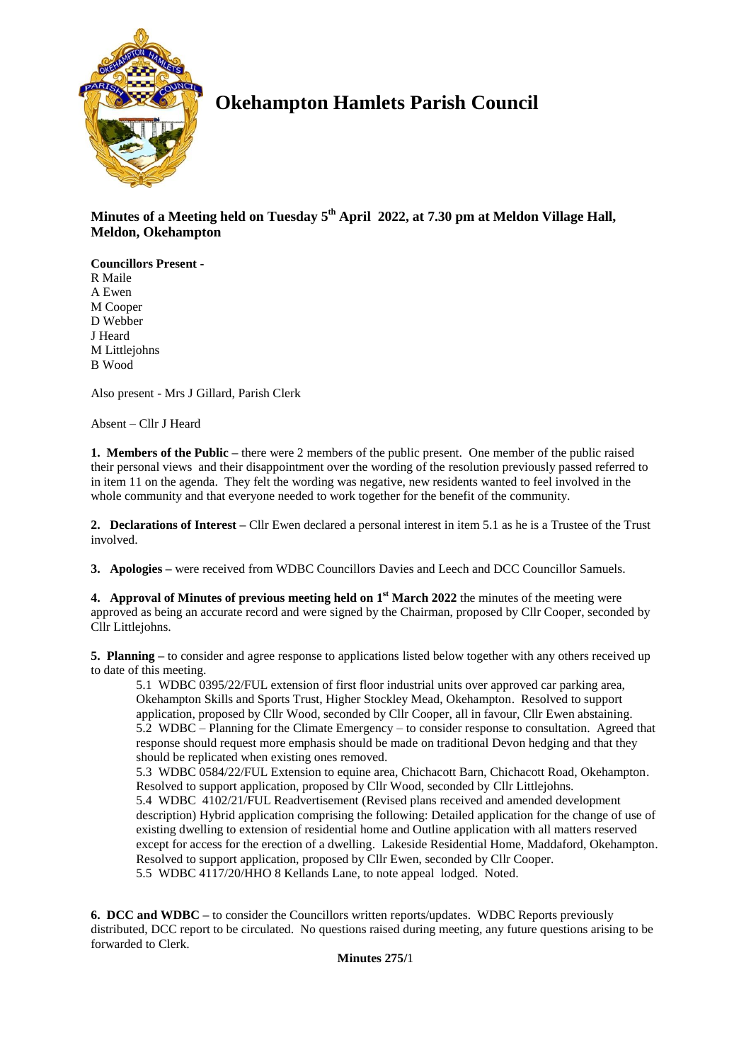# Okehampton Hamlets Parish Council

**Minutes of a Meeting held on Tuesday 5th April 2022, at 7.30 pm at Meldon Village Hall, Meldon, Okehampton**

**Councillors Present -**
R Maile
A Ewen
M Cooper
D Webber
J Heard
M Littlejohns
B Wood

Also present - Mrs J Gillard, Parish Clerk

Absent – Cllr J Heard

**1. Members of the Public –** there were 2 members of the public present. One member of the public raised their personal views and their disappointment over the wording of the resolution previously passed referred to in item 11 on the agenda. They felt the wording was negative, new residents wanted to feel involved in the whole community and that everyone needed to work together for the benefit of the community.

**2. Declarations of Interest –** Cllr Ewen declared a personal interest in item 5.1 as he is a Trustee of the Trust involved.

**3. Apologies –** were received from WDBC Councillors Davies and Leech and DCC Councillor Samuels.

**4. Approval of Minutes of previous meeting held on 1st March 2022** the minutes of the meeting were approved as being an accurate record and were signed by the Chairman, proposed by Cllr Cooper, seconded by Cllr Littlejohns.

**5. Planning –** to consider and agree response to applications listed below together with any others received up to date of this meeting.

5.1 WDBC 0395/22/FUL extension of first floor industrial units over approved car parking area, Okehampton Skills and Sports Trust, Higher Stockley Mead, Okehampton. Resolved to support application, proposed by Cllr Wood, seconded by Cllr Cooper, all in favour, Cllr Ewen abstaining.

5.2 WDBC – Planning for the Climate Emergency – to consider response to consultation. Agreed that response should request more emphasis should be made on traditional Devon hedging and that they should be replicated when existing ones removed.

5.3 WDBC 0584/22/FUL Extension to equine area, Chichacott Barn, Chichacott Road, Okehampton. Resolved to support application, proposed by Cllr Wood, seconded by Cllr Littlejohns.

5.4 WDBC 4102/21/FUL Readvertisement (Revised plans received and amended development description) Hybrid application comprising the following: Detailed application for the change of use of existing dwelling to extension of residential home and Outline application with all matters reserved except for access for the erection of a dwelling. Lakeside Residential Home, Maddaford, Okehampton. Resolved to support application, proposed by Cllr Ewen, seconded by Cllr Cooper.

5.5 WDBC 4117/20/HHO 8 Kellands Lane, to note appeal lodged. Noted.

**6. DCC and WDBC –** to consider the Councillors written reports/updates. WDBC Reports previously distributed, DCC report to be circulated. No questions raised during meeting, any future questions arising to be forwarded to Clerk.

**Minutes 275/**1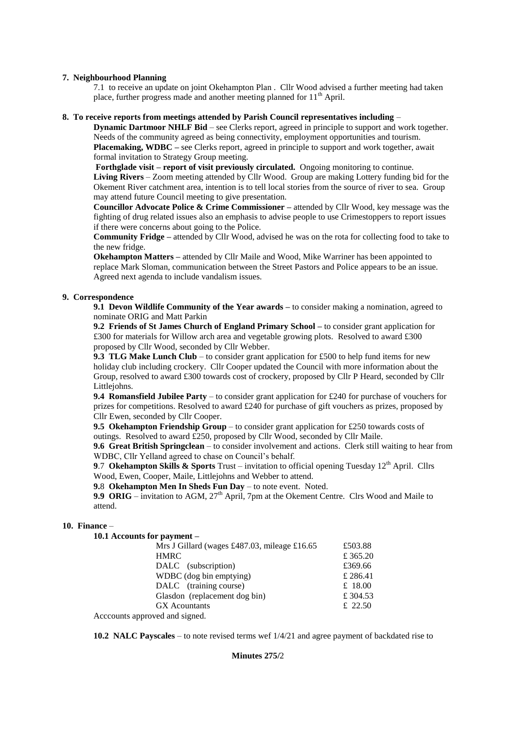**7. Neighbourhood Planning**

7.1 to receive an update on joint Okehampton Plan . Cllr Wood advised a further meeting had taken place, further progress made and another meeting planned for 11th April.

**8. To receive reports from meetings attended by Parish Council representatives including** –

**Dynamic Dartmoor NHLF Bid** – see Clerks report, agreed in principle to support and work together. Needs of the community agreed as being connectivity, employment opportunities and tourism.

**Placemaking, WDBC –** see Clerks report, agreed in principle to support and work together, await formal invitation to Strategy Group meeting.

**Forthglade visit – report of visit previously circulated.** Ongoing monitoring to continue.

**Living Rivers** – Zoom meeting attended by Cllr Wood. Group are making Lottery funding bid for the Okement River catchment area, intention is to tell local stories from the source of river to sea. Group may attend future Council meeting to give presentation.

**Councillor Advocate Police & Crime Commissioner –** attended by Cllr Wood, key message was the fighting of drug related issues also an emphasis to advise people to use Crimestoppers to report issues if there were concerns about going to the Police.

**Community Fridge –** attended by Cllr Wood, advised he was on the rota for collecting food to take to the new fridge.

**Okehampton Matters –** attended by Cllr Maile and Wood, Mike Warriner has been appointed to replace Mark Sloman, communication between the Street Pastors and Police appears to be an issue. Agreed next agenda to include vandalism issues.

**9. Correspondence**

**9.1 Devon Wildlife Community of the Year awards –** to consider making a nomination, agreed to nominate ORIG and Matt Parkin

**9.2 Friends of St James Church of England Primary School –** to consider grant application for £300 for materials for Willow arch area and vegetable growing plots. Resolved to award £300 proposed by Cllr Wood, seconded by Cllr Webber.

**9.3 TLG Make Lunch Club** – to consider grant application for £500 to help fund items for new holiday club including crockery. Cllr Cooper updated the Council with more information about the Group, resolved to award £300 towards cost of crockery, proposed by Cllr P Heard, seconded by Cllr Littlejohns.

**9.4 Romansfield Jubilee Party** – to consider grant application for £240 for purchase of vouchers for prizes for competitions. Resolved to award £240 for purchase of gift vouchers as prizes, proposed by Cllr Ewen, seconded by Cllr Cooper.

**9.5 Okehampton Friendship Group** – to consider grant application for £250 towards costs of outings. Resolved to award £250, proposed by Cllr Wood, seconded by Cllr Maile.

**9.6 Great British Springclean** – to consider involvement and actions. Clerk still waiting to hear from WDBC, Cllr Yelland agreed to chase on Council's behalf.

**9**.7 **Okehampton Skills & Sports** Trust – invitation to official opening Tuesday 12th April. Cllrs Wood, Ewen, Cooper, Maile, Littlejohns and Webber to attend.

**9.**8 **Okehampton Men In Sheds Fun Day** – to note event. Noted.

**9.9 ORIG** – invitation to AGM, 27th April, 7pm at the Okement Centre. Clrs Wood and Maile to attend.

**10. Finance** –

**10.1 Accounts for payment –**

| | |
|---|---|
| Mrs J Gillard (wages £487.03, mileage £16.65 | £503.88 |
| HMRC | £ 365.20 |
| DALC (subscription) | £369.66 |
| WDBC (dog bin emptying) | £ 286.41 |
| DALC (training course) | £ 18.00 |
| Glasdon (replacement dog bin) | £ 304.53 |
| GX Acountants | £ 22.50 |

Acccounts approved and signed.

**10.2 NALC Payscales** – to note revised terms wef 1/4/21 and agree payment of backdated rise to

**Minutes 275/**2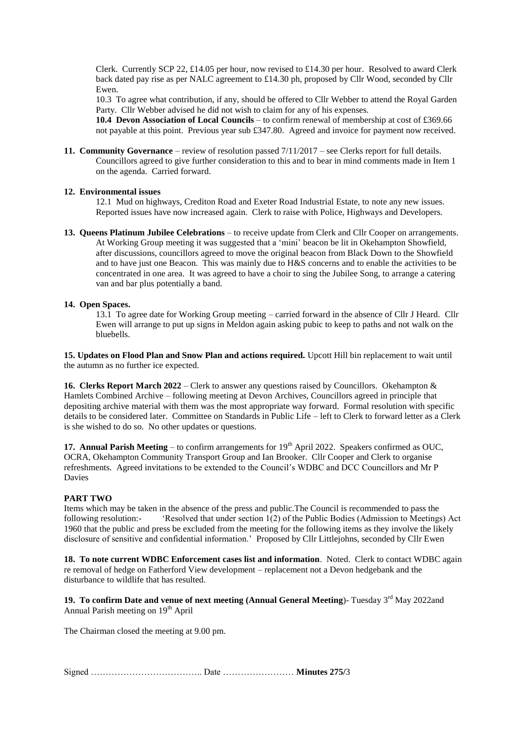Clerk. Currently SCP 22, £14.05 per hour, now revised to £14.30 per hour. Resolved to award Clerk back dated pay rise as per NALC agreement to £14.30 ph, proposed by Cllr Wood, seconded by Cllr Ewen.

10.3 To agree what contribution, if any, should be offered to Cllr Webber to attend the Royal Garden Party. Cllr Webber advised he did not wish to claim for any of his expenses.

**10.4 Devon Association of Local Councils** – to confirm renewal of membership at cost of £369.66 not payable at this point. Previous year sub £347.80. Agreed and invoice for payment now received.

**11. Community Governance** – review of resolution passed 7/11/2017 – see Clerks report for full details. Councillors agreed to give further consideration to this and to bear in mind comments made in Item 1 on the agenda. Carried forward.

**12. Environmental issues**

12.1 Mud on highways, Crediton Road and Exeter Road Industrial Estate, to note any new issues. Reported issues have now increased again. Clerk to raise with Police, Highways and Developers.

**13. Queens Platinum Jubilee Celebrations** – to receive update from Clerk and Cllr Cooper on arrangements. At Working Group meeting it was suggested that a 'mini' beacon be lit in Okehampton Showfield, after discussions, councillors agreed to move the original beacon from Black Down to the Showfield and to have just one Beacon. This was mainly due to H&S concerns and to enable the activities to be concentrated in one area. It was agreed to have a choir to sing the Jubilee Song, to arrange a catering van and bar plus potentially a band.

**14. Open Spaces.**

13.1 To agree date for Working Group meeting – carried forward in the absence of Cllr J Heard. Cllr Ewen will arrange to put up signs in Meldon again asking pubic to keep to paths and not walk on the bluebells.

**15. Updates on Flood Plan and Snow Plan and actions required.** Upcott Hill bin replacement to wait until the autumn as no further ice expected.

**16. Clerks Report March 2022** – Clerk to answer any questions raised by Councillors. Okehampton & Hamlets Combined Archive – following meeting at Devon Archives, Councillors agreed in principle that depositing archive material with them was the most appropriate way forward. Formal resolution with specific details to be considered later. Committee on Standards in Public Life – left to Clerk to forward letter as a Clerk is she wished to do so. No other updates or questions.

**17. Annual Parish Meeting** – to confirm arrangements for 19th April 2022. Speakers confirmed as OUC, OCRA, Okehampton Community Transport Group and Ian Brooker. Cllr Cooper and Clerk to organise refreshments. Agreed invitations to be extended to the Council's WDBC and DCC Councillors and Mr P Davies

**PART TWO**

Items which may be taken in the absence of the press and public.The Council is recommended to pass the following resolution:- 'Resolved that under section 1(2) of the Public Bodies (Admission to Meetings) Act 1960 that the public and press be excluded from the meeting for the following items as they involve the likely disclosure of sensitive and confidential information.' Proposed by Cllr Littlejohns, seconded by Cllr Ewen

**18. To note current WDBC Enforcement cases list and information**. Noted. Clerk to contact WDBC again re removal of hedge on Fatherford View development – replacement not a Devon hedgebank and the disturbance to wildlife that has resulted.

**19. To confirm Date and venue of next meeting (Annual General Meeting**)- Tuesday 3rd May 2022and Annual Parish meeting on 19th April

The Chairman closed the meeting at 9.00 pm.

Signed ……………………………….. Date …………………… **Minutes 275/**3